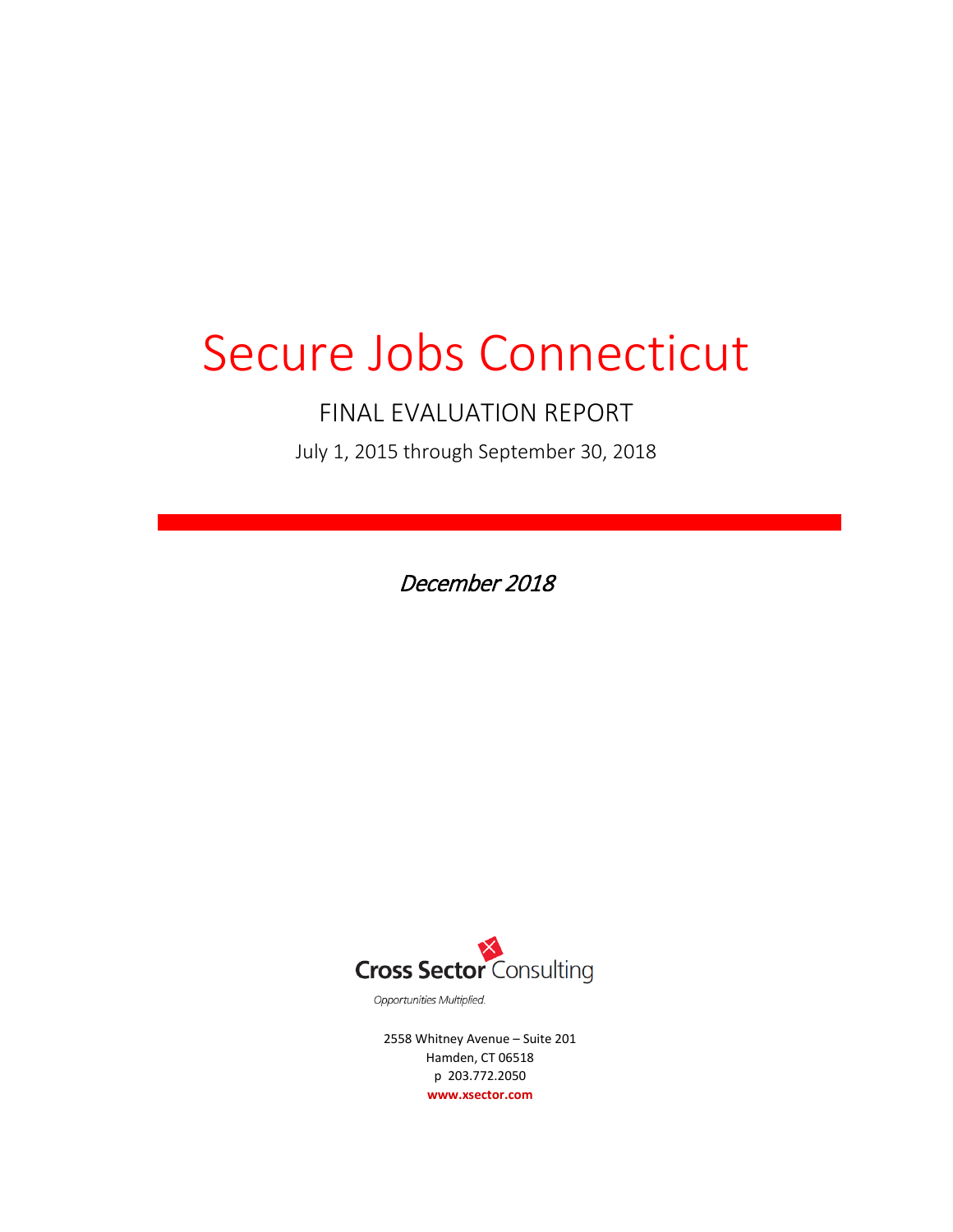# Secure Jobs Connecticut

## FINAL EVALUATION REPORT

July 1, 2015 through September 30, 2018

*December 2018*

Cross Sector Consulting

*Opportunities Multiplied.*

2558 Whitney Avenue – Suite 201
Hamden, CT 06518
p 203.772.2050
**www.xsector.com**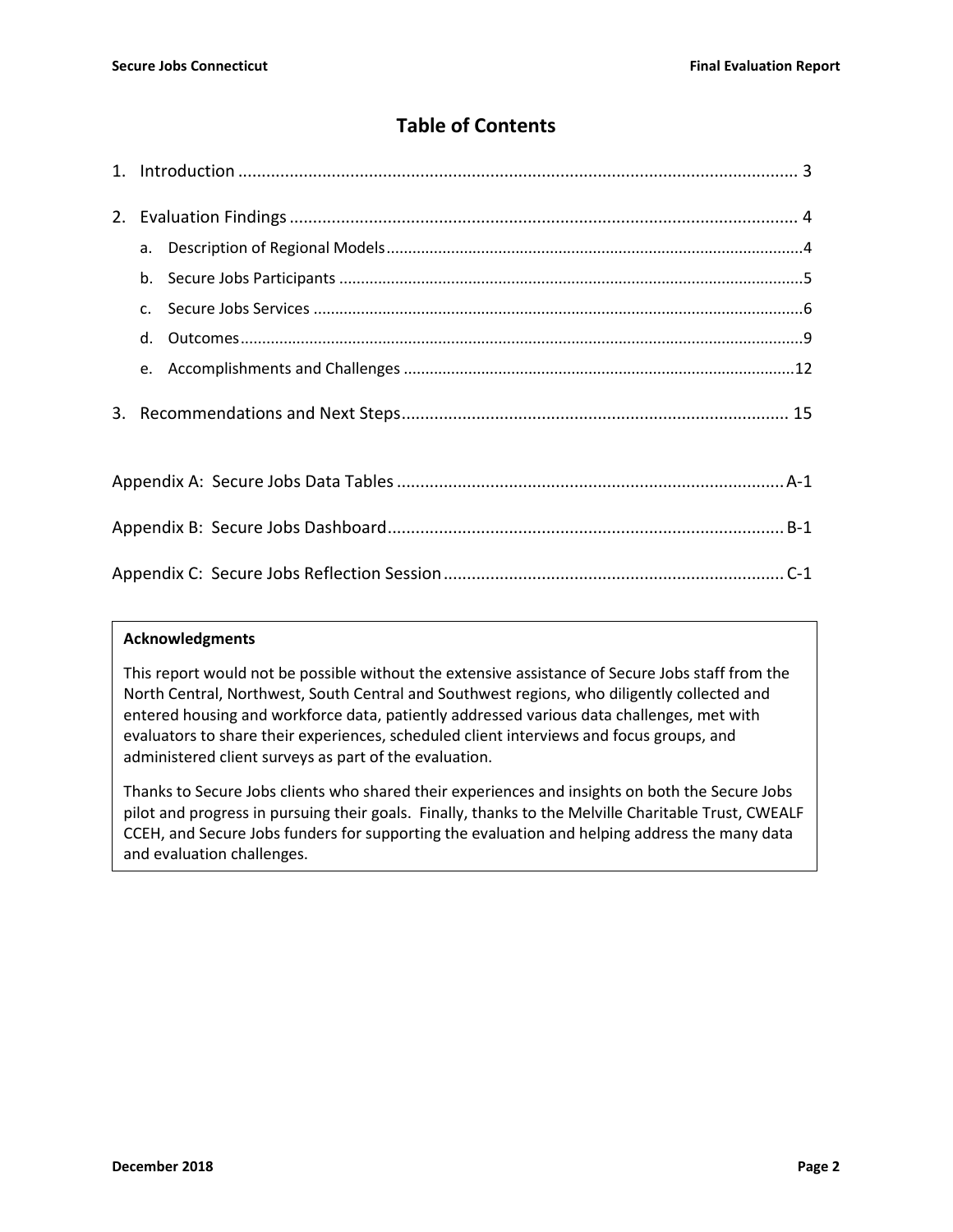# Table of Contents

1. Introduction ........................................................................................................................ 3
2. Evaluation Findings ............................................................................................................ 4
   a. Description of Regional Models ................................................................................................ 4
   b. Secure Jobs Participants ........................................................................................................... 5
   c. Secure Jobs Services ................................................................................................................. 6
   d. Outcomes .................................................................................................................................. 9
   e. Accomplishments and Challenges .......................................................................................... 12
3. Recommendations and Next Steps .................................................................................. 15

Appendix A: Secure Jobs Data Tables .................................................................................. A-1

Appendix B: Secure Jobs Dashboard .................................................................................... B-1

Appendix C: Secure Jobs Reflection Session ........................................................................ C-1

**Acknowledgments**

This report would not be possible without the extensive assistance of Secure Jobs staff from the North Central, Northwest, South Central and Southwest regions, who diligently collected and entered housing and workforce data, patiently addressed various data challenges, met with evaluators to share their experiences, scheduled client interviews and focus groups, and administered client surveys as part of the evaluation.

Thanks to Secure Jobs clients who shared their experiences and insights on both the Secure Jobs pilot and progress in pursuing their goals. Finally, thanks to the Melville Charitable Trust, CWEALF CCEH, and Secure Jobs funders for supporting the evaluation and helping address the many data and evaluation challenges.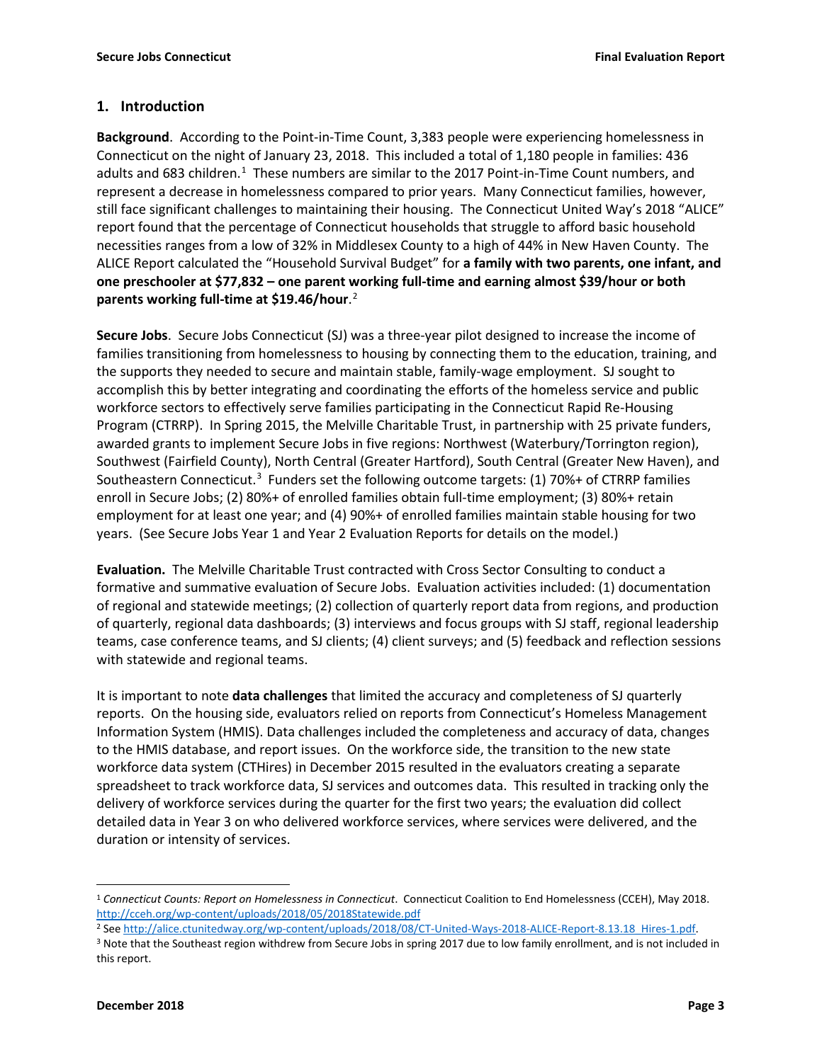## 1. Introduction

**Background**. According to the Point-in-Time Count, 3,383 people were experiencing homelessness in Connecticut on the night of January 23, 2018. This included a total of 1,180 people in families: 436 adults and 683 children.[1] These numbers are similar to the 2017 Point-in-Time Count numbers, and represent a decrease in homelessness compared to prior years. Many Connecticut families, however, still face significant challenges to maintaining their housing. The Connecticut United Way's 2018 "ALICE" report found that the percentage of Connecticut households that struggle to afford basic household necessities ranges from a low of 32% in Middlesex County to a high of 44% in New Haven County. The ALICE Report calculated the "Household Survival Budget" for **a family with two parents, one infant, and one preschooler at $77,832 – one parent working full-time and earning almost $39/hour or both parents working full-time at $19.46/hour**.[2]

**Secure Jobs**. Secure Jobs Connecticut (SJ) was a three-year pilot designed to increase the income of families transitioning from homelessness to housing by connecting them to the education, training, and the supports they needed to secure and maintain stable, family-wage employment. SJ sought to accomplish this by better integrating and coordinating the efforts of the homeless service and public workforce sectors to effectively serve families participating in the Connecticut Rapid Re-Housing Program (CTRRP). In Spring 2015, the Melville Charitable Trust, in partnership with 25 private funders, awarded grants to implement Secure Jobs in five regions: Northwest (Waterbury/Torrington region), Southwest (Fairfield County), North Central (Greater Hartford), South Central (Greater New Haven), and Southeastern Connecticut.[3] Funders set the following outcome targets: (1) 70%+ of CTRRP families enroll in Secure Jobs; (2) 80%+ of enrolled families obtain full-time employment; (3) 80%+ retain employment for at least one year; and (4) 90%+ of enrolled families maintain stable housing for two years. (See Secure Jobs Year 1 and Year 2 Evaluation Reports for details on the model.)

**Evaluation.** The Melville Charitable Trust contracted with Cross Sector Consulting to conduct a formative and summative evaluation of Secure Jobs. Evaluation activities included: (1) documentation of regional and statewide meetings; (2) collection of quarterly report data from regions, and production of quarterly, regional data dashboards; (3) interviews and focus groups with SJ staff, regional leadership teams, case conference teams, and SJ clients; (4) client surveys; and (5) feedback and reflection sessions with statewide and regional teams.

It is important to note **data challenges** that limited the accuracy and completeness of SJ quarterly reports. On the housing side, evaluators relied on reports from Connecticut's Homeless Management Information System (HMIS). Data challenges included the completeness and accuracy of data, changes to the HMIS database, and report issues. On the workforce side, the transition to the new state workforce data system (CTHires) in December 2015 resulted in the evaluators creating a separate spreadsheet to track workforce data, SJ services and outcomes data. This resulted in tracking only the delivery of workforce services during the quarter for the first two years; the evaluation did collect detailed data in Year 3 on who delivered workforce services, where services were delivered, and the duration or intensity of services.

---

[1] *Connecticut Counts: Report on Homelessness in Connecticut*. Connecticut Coalition to End Homelessness (CCEH), May 2018. http://cceh.org/wp-content/uploads/2018/05/2018Statewide.pdf

[2] See http://alice.ctunitedway.org/wp-content/uploads/2018/08/CT-United-Ways-2018-ALICE-Report-8.13.18_Hires-1.pdf.

[3] Note that the Southeast region withdrew from Secure Jobs in spring 2017 due to low family enrollment, and is not included in this report.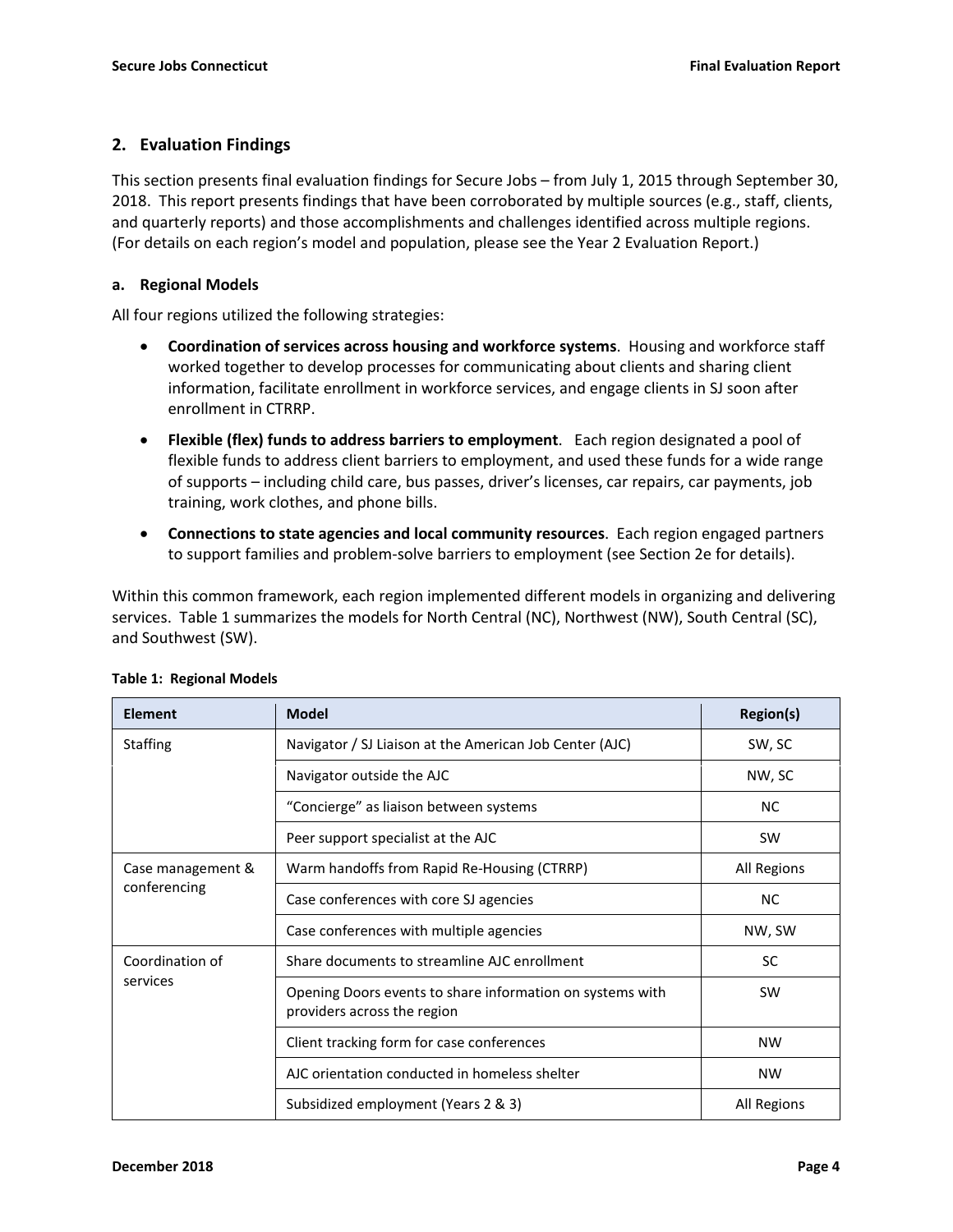## 2. Evaluation Findings

This section presents final evaluation findings for Secure Jobs – from July 1, 2015 through September 30, 2018. This report presents findings that have been corroborated by multiple sources (e.g., staff, clients, and quarterly reports) and those accomplishments and challenges identified across multiple regions. (For details on each region's model and population, please see the Year 2 Evaluation Report.)

### a. Regional Models

All four regions utilized the following strategies:

- **Coordination of services across housing and workforce systems**. Housing and workforce staff worked together to develop processes for communicating about clients and sharing client information, facilitate enrollment in workforce services, and engage clients in SJ soon after enrollment in CTRRP.
- **Flexible (flex) funds to address barriers to employment**. Each region designated a pool of flexible funds to address client barriers to employment, and used these funds for a wide range of supports – including child care, bus passes, driver's licenses, car repairs, car payments, job training, work clothes, and phone bills.
- **Connections to state agencies and local community resources**. Each region engaged partners to support families and problem-solve barriers to employment (see Section 2e for details).

Within this common framework, each region implemented different models in organizing and delivering services. Table 1 summarizes the models for North Central (NC), Northwest (NW), South Central (SC), and Southwest (SW).

**Table 1: Regional Models**

| Element | Model | Region(s) |
|---|---|---|
| Staffing | Navigator / SJ Liaison at the American Job Center (AJC) | SW, SC |
| | Navigator outside the AJC | NW, SC |
| | "Concierge" as liaison between systems | NC |
| | Peer support specialist at the AJC | SW |
| Case management & conferencing | Warm handoffs from Rapid Re-Housing (CTRRP) | All Regions |
| | Case conferences with core SJ agencies | NC |
| | Case conferences with multiple agencies | NW, SW |
| Coordination of services | Share documents to streamline AJC enrollment | SC |
| | Opening Doors events to share information on systems with providers across the region | SW |
| | Client tracking form for case conferences | NW |
| | AJC orientation conducted in homeless shelter | NW |
| | Subsidized employment (Years 2 & 3) | All Regions |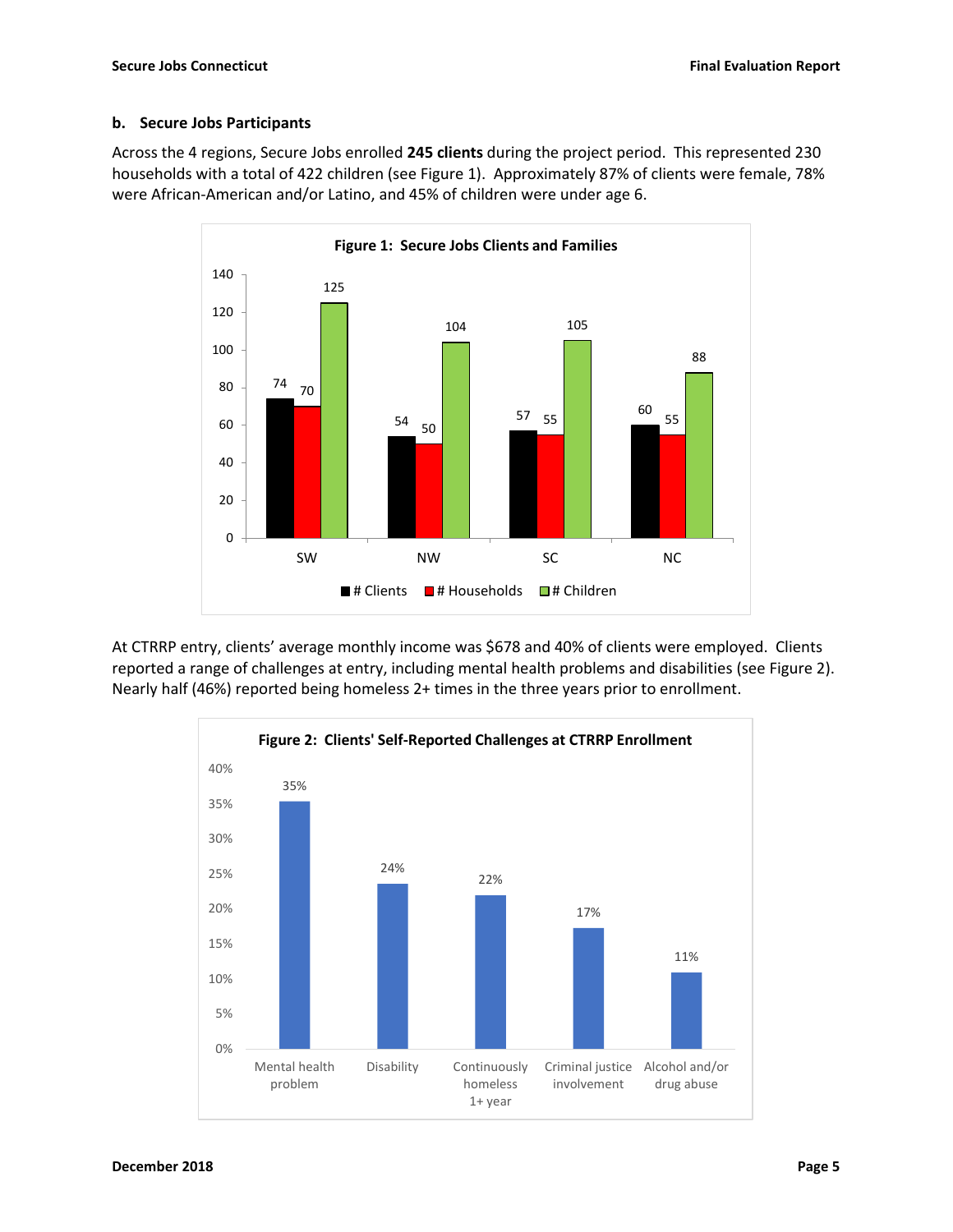### b. Secure Jobs Participants

Across the 4 regions, Secure Jobs enrolled **245 clients** during the project period. This represented 230 households with a total of 422 children (see Figure 1). Approximately 87% of clients were female, 78% were African-American and/or Latino, and 45% of children were under age 6.

**Figure 1: Secure Jobs Clients and Families**

| Region | # Clients | # Households | # Children |
|---|---|---|---|
| SW | 74 | 70 | 125 |
| NW | 54 | 50 | 104 |
| SC | 57 | 55 | 105 |
| NC | 60 | 55 | 88 |

At CTRRP entry, clients' average monthly income was $678 and 40% of clients were employed. Clients reported a range of challenges at entry, including mental health problems and disabilities (see Figure 2). Nearly half (46%) reported being homeless 2+ times in the three years prior to enrollment.

**Figure 2: Clients' Self-Reported Challenges at CTRRP Enrollment**

| Challenge | Percent |
|---|---|
| Mental health problem | 35% |
| Disability | 24% |
| Continuously homeless 1+ year | 22% |
| Criminal justice involvement | 17% |
| Alcohol and/or drug abuse | 11% |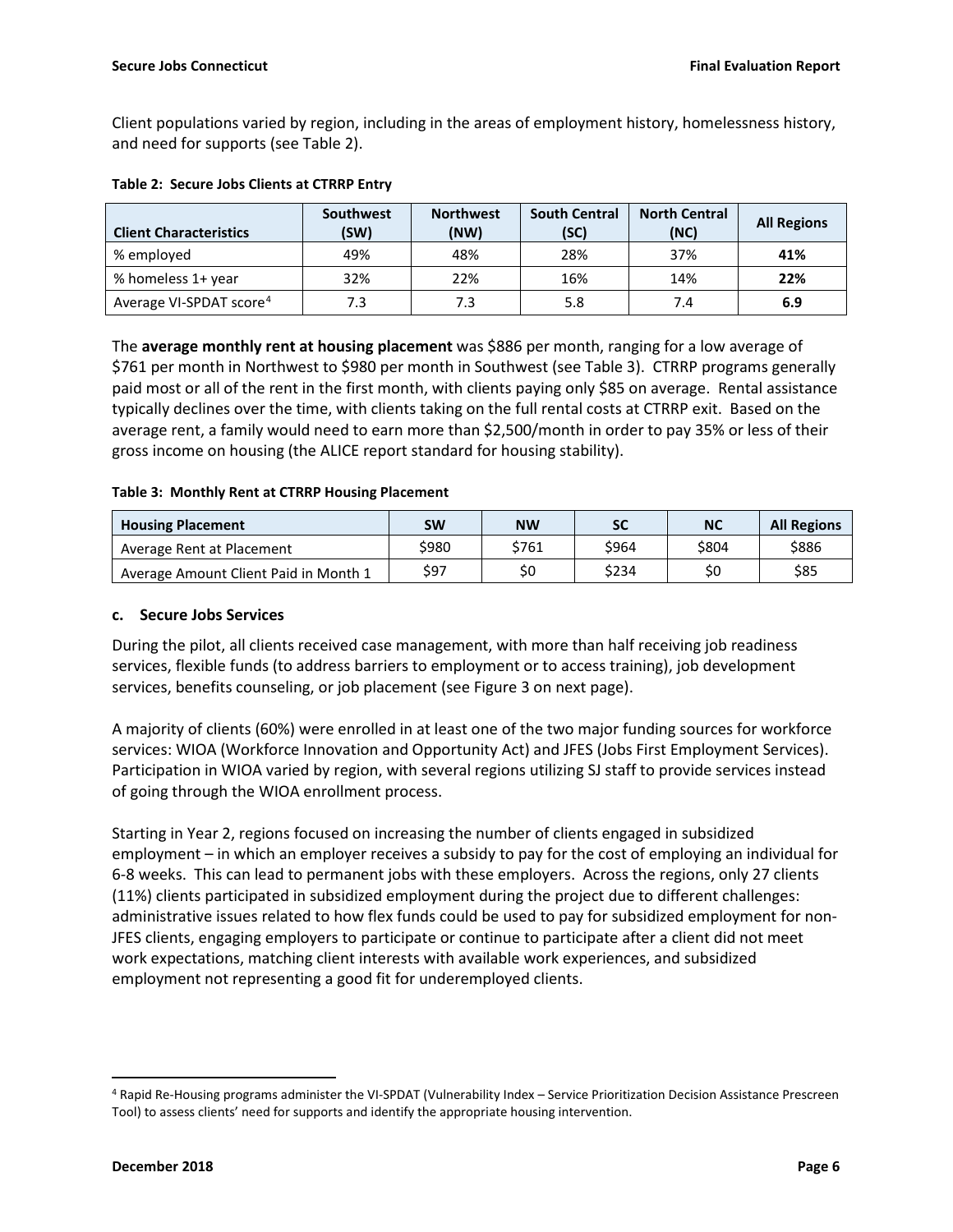Client populations varied by region, including in the areas of employment history, homelessness history, and need for supports (see Table 2).

**Table 2: Secure Jobs Clients at CTRRP Entry**

| Client Characteristics | Southwest (SW) | Northwest (NW) | South Central (SC) | North Central (NC) | All Regions |
|---|---|---|---|---|---|
| % employed | 49% | 48% | 28% | 37% | **41%** |
| % homeless 1+ year | 32% | 22% | 16% | 14% | **22%** |
| Average VI-SPDAT score[4] | 7.3 | 7.3 | 5.8 | 7.4 | **6.9** |

The **average monthly rent at housing placement** was $886 per month, ranging for a low average of $761 per month in Northwest to $980 per month in Southwest (see Table 3). CTRRP programs generally paid most or all of the rent in the first month, with clients paying only $85 on average. Rental assistance typically declines over the time, with clients taking on the full rental costs at CTRRP exit. Based on the average rent, a family would need to earn more than $2,500/month in order to pay 35% or less of their gross income on housing (the ALICE report standard for housing stability).

**Table 3: Monthly Rent at CTRRP Housing Placement**

| Housing Placement | SW | NW | SC | NC | All Regions |
|---|---|---|---|---|---|
| Average Rent at Placement | $980 | $761 | $964 | $804 | $886 |
| Average Amount Client Paid in Month 1 | $97 | $0 | $234 | $0 | $85 |

### c. Secure Jobs Services

During the pilot, all clients received case management, with more than half receiving job readiness services, flexible funds (to address barriers to employment or to access training), job development services, benefits counseling, or job placement (see Figure 3 on next page).

A majority of clients (60%) were enrolled in at least one of the two major funding sources for workforce services: WIOA (Workforce Innovation and Opportunity Act) and JFES (Jobs First Employment Services). Participation in WIOA varied by region, with several regions utilizing SJ staff to provide services instead of going through the WIOA enrollment process.

Starting in Year 2, regions focused on increasing the number of clients engaged in subsidized employment – in which an employer receives a subsidy to pay for the cost of employing an individual for 6-8 weeks. This can lead to permanent jobs with these employers. Across the regions, only 27 clients (11%) clients participated in subsidized employment during the project due to different challenges: administrative issues related to how flex funds could be used to pay for subsidized employment for non-JFES clients, engaging employers to participate or continue to participate after a client did not meet work expectations, matching client interests with available work experiences, and subsidized employment not representing a good fit for underemployed clients.

---

[4] Rapid Re-Housing programs administer the VI-SPDAT (Vulnerability Index – Service Prioritization Decision Assistance Prescreen Tool) to assess clients' need for supports and identify the appropriate housing intervention.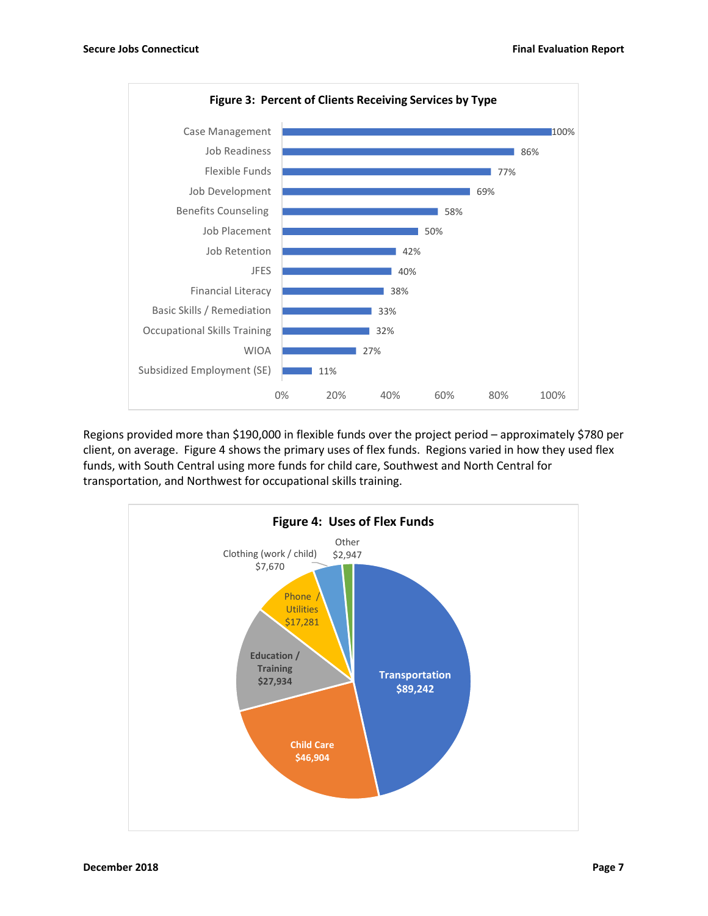**Figure 3: Percent of Clients Receiving Services by Type**

| Service | Percent |
|---|---|
| Case Management | 100% |
| Job Readiness | 86% |
| Flexible Funds | 77% |
| Job Development | 69% |
| Benefits Counseling | 58% |
| Job Placement | 50% |
| Job Retention | 42% |
| JFES | 40% |
| Financial Literacy | 38% |
| Basic Skills / Remediation | 33% |
| Occupational Skills Training | 32% |
| WIOA | 27% |
| Subsidized Employment (SE) | 11% |

Regions provided more than $190,000 in flexible funds over the project period – approximately $780 per client, on average. Figure 4 shows the primary uses of flex funds. Regions varied in how they used flex funds, with South Central using more funds for child care, Southwest and North Central for transportation, and Northwest for occupational skills training.

**Figure 4: Uses of Flex Funds**

| Use | Amount |
|---|---|
| Transportation | $89,242 |
| Child Care | $46,904 |
| Education / Training | $27,934 |
| Phone / Utilities | $17,281 |
| Clothing (work / child) | $7,670 |
| Other | $2,947 |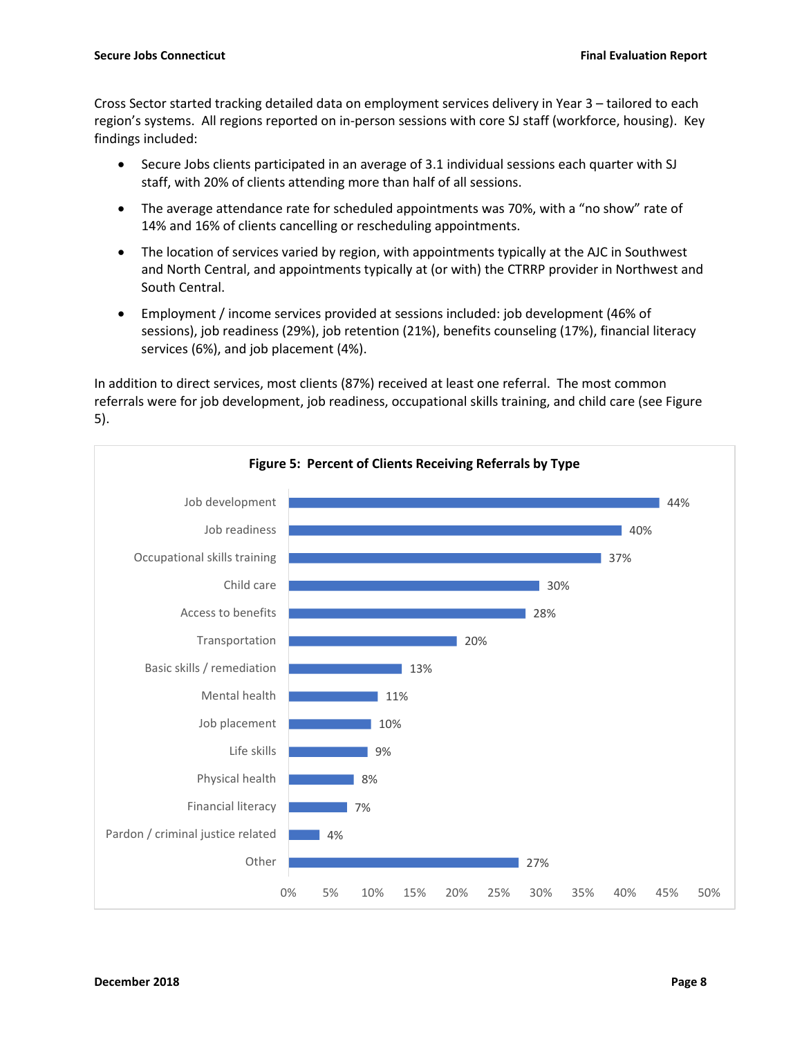Cross Sector started tracking detailed data on employment services delivery in Year 3 – tailored to each region's systems. All regions reported on in-person sessions with core SJ staff (workforce, housing). Key findings included:

- Secure Jobs clients participated in an average of 3.1 individual sessions each quarter with SJ staff, with 20% of clients attending more than half of all sessions.
- The average attendance rate for scheduled appointments was 70%, with a "no show" rate of 14% and 16% of clients cancelling or rescheduling appointments.
- The location of services varied by region, with appointments typically at the AJC in Southwest and North Central, and appointments typically at (or with) the CTRRP provider in Northwest and South Central.
- Employment / income services provided at sessions included: job development (46% of sessions), job readiness (29%), job retention (21%), benefits counseling (17%), financial literacy services (6%), and job placement (4%).

In addition to direct services, most clients (87%) received at least one referral. The most common referrals were for job development, job readiness, occupational skills training, and child care (see Figure 5).

**Figure 5: Percent of Clients Receiving Referrals by Type**

| Referral Type | Percent of Clients |
|---|---|
| Job development | 44% |
| Job readiness | 40% |
| Occupational skills training | 37% |
| Child care | 30% |
| Access to benefits | 28% |
| Transportation | 20% |
| Basic skills / remediation | 13% |
| Mental health | 11% |
| Job placement | 10% |
| Life skills | 9% |
| Physical health | 8% |
| Financial literacy | 7% |
| Pardon / criminal justice related | 4% |
| Other | 27% |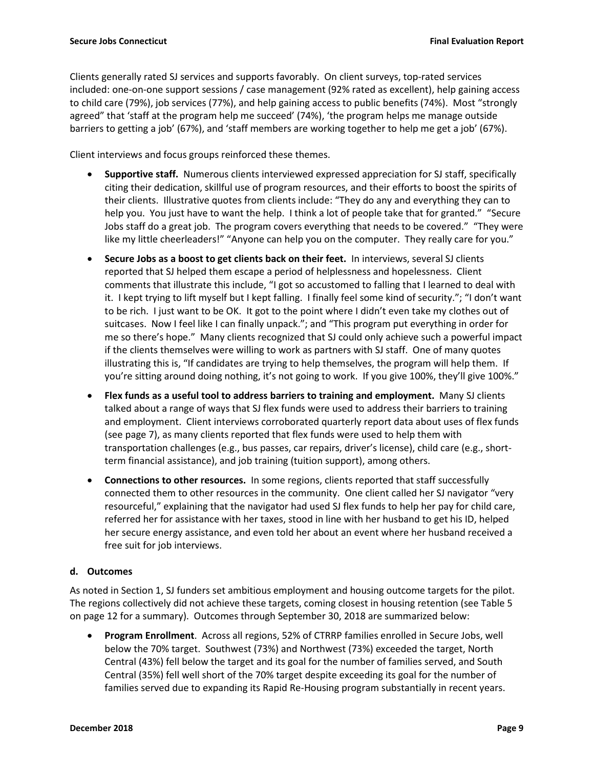Clients generally rated SJ services and supports favorably. On client surveys, top-rated services included: one-on-one support sessions / case management (92% rated as excellent), help gaining access to child care (79%), job services (77%), and help gaining access to public benefits (74%). Most "strongly agreed" that 'staff at the program help me succeed' (74%), 'the program helps me manage outside barriers to getting a job' (67%), and 'staff members are working together to help me get a job' (67%).

Client interviews and focus groups reinforced these themes.

- **Supportive staff.** Numerous clients interviewed expressed appreciation for SJ staff, specifically citing their dedication, skillful use of program resources, and their efforts to boost the spirits of their clients. Illustrative quotes from clients include: "They do any and everything they can to help you. You just have to want the help. I think a lot of people take that for granted." "Secure Jobs staff do a great job. The program covers everything that needs to be covered." "They were like my little cheerleaders!" "Anyone can help you on the computer. They really care for you."
- **Secure Jobs as a boost to get clients back on their feet.** In interviews, several SJ clients reported that SJ helped them escape a period of helplessness and hopelessness. Client comments that illustrate this include, "I got so accustomed to falling that I learned to deal with it. I kept trying to lift myself but I kept falling. I finally feel some kind of security."; "I don't want to be rich. I just want to be OK. It got to the point where I didn't even take my clothes out of suitcases. Now I feel like I can finally unpack."; and "This program put everything in order for me so there's hope." Many clients recognized that SJ could only achieve such a powerful impact if the clients themselves were willing to work as partners with SJ staff. One of many quotes illustrating this is, "If candidates are trying to help themselves, the program will help them. If you're sitting around doing nothing, it's not going to work. If you give 100%, they'll give 100%."
- **Flex funds as a useful tool to address barriers to training and employment.** Many SJ clients talked about a range of ways that SJ flex funds were used to address their barriers to training and employment. Client interviews corroborated quarterly report data about uses of flex funds (see page 7), as many clients reported that flex funds were used to help them with transportation challenges (e.g., bus passes, car repairs, driver's license), child care (e.g., short-term financial assistance), and job training (tuition support), among others.
- **Connections to other resources.** In some regions, clients reported that staff successfully connected them to other resources in the community. One client called her SJ navigator "very resourceful," explaining that the navigator had used SJ flex funds to help her pay for child care, referred her for assistance with her taxes, stood in line with her husband to get his ID, helped her secure energy assistance, and even told her about an event where her husband received a free suit for job interviews.

### d. Outcomes

As noted in Section 1, SJ funders set ambitious employment and housing outcome targets for the pilot. The regions collectively did not achieve these targets, coming closest in housing retention (see Table 5 on page 12 for a summary). Outcomes through September 30, 2018 are summarized below:

- **Program Enrollment**. Across all regions, 52% of CTRRP families enrolled in Secure Jobs, well below the 70% target. Southwest (73%) and Northwest (73%) exceeded the target, North Central (43%) fell below the target and its goal for the number of families served, and South Central (35%) fell well short of the 70% target despite exceeding its goal for the number of families served due to expanding its Rapid Re-Housing program substantially in recent years.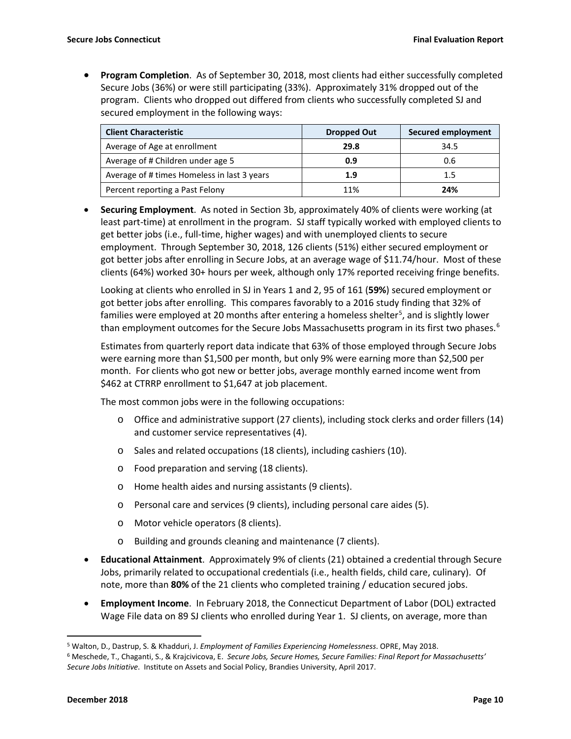- **Program Completion**. As of September 30, 2018, most clients had either successfully completed Secure Jobs (36%) or were still participating (33%). Approximately 31% dropped out of the program. Clients who dropped out differed from clients who successfully completed SJ and secured employment in the following ways:

| Client Characteristic | Dropped Out | Secured employment |
|---|---|---|
| Average of Age at enrollment | **29.8** | 34.5 |
| Average of # Children under age 5 | **0.9** | 0.6 |
| Average of # times Homeless in last 3 years | **1.9** | 1.5 |
| Percent reporting a Past Felony | 11% | **24%** |

- **Securing Employment**. As noted in Section 3b, approximately 40% of clients were working (at least part-time) at enrollment in the program. SJ staff typically worked with employed clients to get better jobs (i.e., full-time, higher wages) and with unemployed clients to secure employment. Through September 30, 2018, 126 clients (51%) either secured employment or got better jobs after enrolling in Secure Jobs, at an average wage of $11.74/hour. Most of these clients (64%) worked 30+ hours per week, although only 17% reported receiving fringe benefits.

  Looking at clients who enrolled in SJ in Years 1 and 2, 95 of 161 (**59%**) secured employment or got better jobs after enrolling. This compares favorably to a 2016 study finding that 32% of families were employed at 20 months after entering a homeless shelter[5], and is slightly lower than employment outcomes for the Secure Jobs Massachusetts program in its first two phases.[6]

  Estimates from quarterly report data indicate that 63% of those employed through Secure Jobs were earning more than $1,500 per month, but only 9% were earning more than $2,500 per month. For clients who got new or better jobs, average monthly earned income went from $462 at CTRRP enrollment to $1,647 at job placement.

  The most common jobs were in the following occupations:

  - Office and administrative support (27 clients), including stock clerks and order fillers (14) and customer service representatives (4).
  - Sales and related occupations (18 clients), including cashiers (10).
  - Food preparation and serving (18 clients).
  - Home health aides and nursing assistants (9 clients).
  - Personal care and services (9 clients), including personal care aides (5).
  - Motor vehicle operators (8 clients).
  - Building and grounds cleaning and maintenance (7 clients).

- **Educational Attainment**. Approximately 9% of clients (21) obtained a credential through Secure Jobs, primarily related to occupational credentials (i.e., health fields, child care, culinary). Of note, more than **80%** of the 21 clients who completed training / education secured jobs.

- **Employment Income**. In February 2018, the Connecticut Department of Labor (DOL) extracted Wage File data on 89 SJ clients who enrolled during Year 1. SJ clients, on average, more than

---

[5] Walton, D., Dastrup, S. & Khadduri, J. *Employment of Families Experiencing Homelessness*. OPRE, May 2018.

[6] Meschede, T., Chaganti, S., & Krajcivicova, E. *Secure Jobs, Secure Homes, Secure Families: Final Report for Massachusetts' Secure Jobs Initiative*. Institute on Assets and Social Policy, Brandies University, April 2017.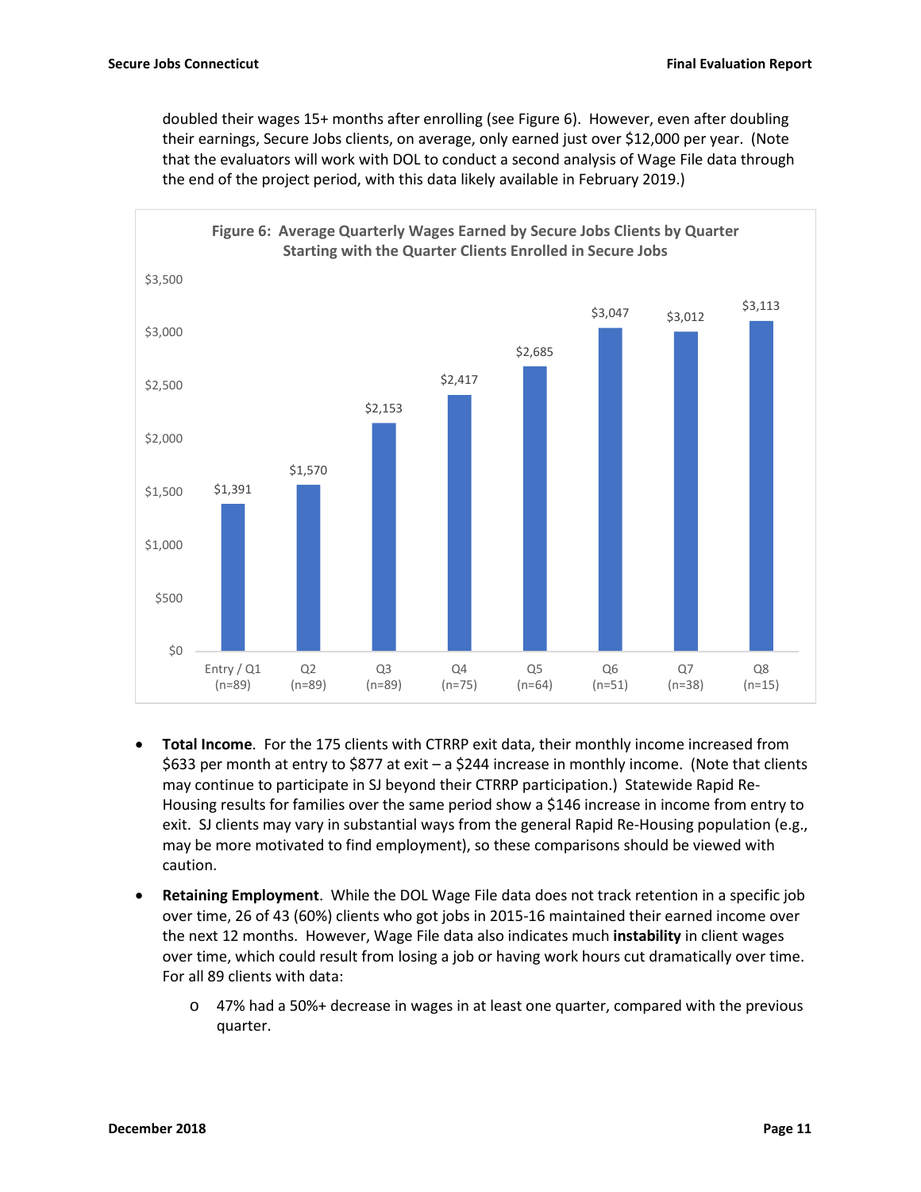doubled their wages 15+ months after enrolling (see Figure 6). However, even after doubling their earnings, Secure Jobs clients, on average, only earned just over $12,000 per year. (Note that the evaluators will work with DOL to conduct a second analysis of Wage File data through the end of the project period, with this data likely available in February 2019.)

**Figure 6: Average Quarterly Wages Earned by Secure Jobs Clients by Quarter Starting with the Quarter Clients Enrolled in Secure Jobs**

| Quarter | Average Quarterly Wages |
|---|---|
| Entry / Q1 (n=89) | $1,391 |
| Q2 (n=89) | $1,570 |
| Q3 (n=89) | $2,153 |
| Q4 (n=75) | $2,417 |
| Q5 (n=64) | $2,685 |
| Q6 (n=51) | $3,047 |
| Q7 (n=38) | $3,012 |
| Q8 (n=15) | $3,113 |

- **Total Income**. For the 175 clients with CTRRP exit data, their monthly income increased from $633 per month at entry to $877 at exit – a $244 increase in monthly income. (Note that clients may continue to participate in SJ beyond their CTRRP participation.) Statewide Rapid Re-Housing results for families over the same period show a $146 increase in income from entry to exit. SJ clients may vary in substantial ways from the general Rapid Re-Housing population (e.g., may be more motivated to find employment), so these comparisons should be viewed with caution.
- **Retaining Employment**. While the DOL Wage File data does not track retention in a specific job over time, 26 of 43 (60%) clients who got jobs in 2015-16 maintained their earned income over the next 12 months. However, Wage File data also indicates much **instability** in client wages over time, which could result from losing a job or having work hours cut dramatically over time. For all 89 clients with data:
  - 47% had a 50%+ decrease in wages in at least one quarter, compared with the previous quarter.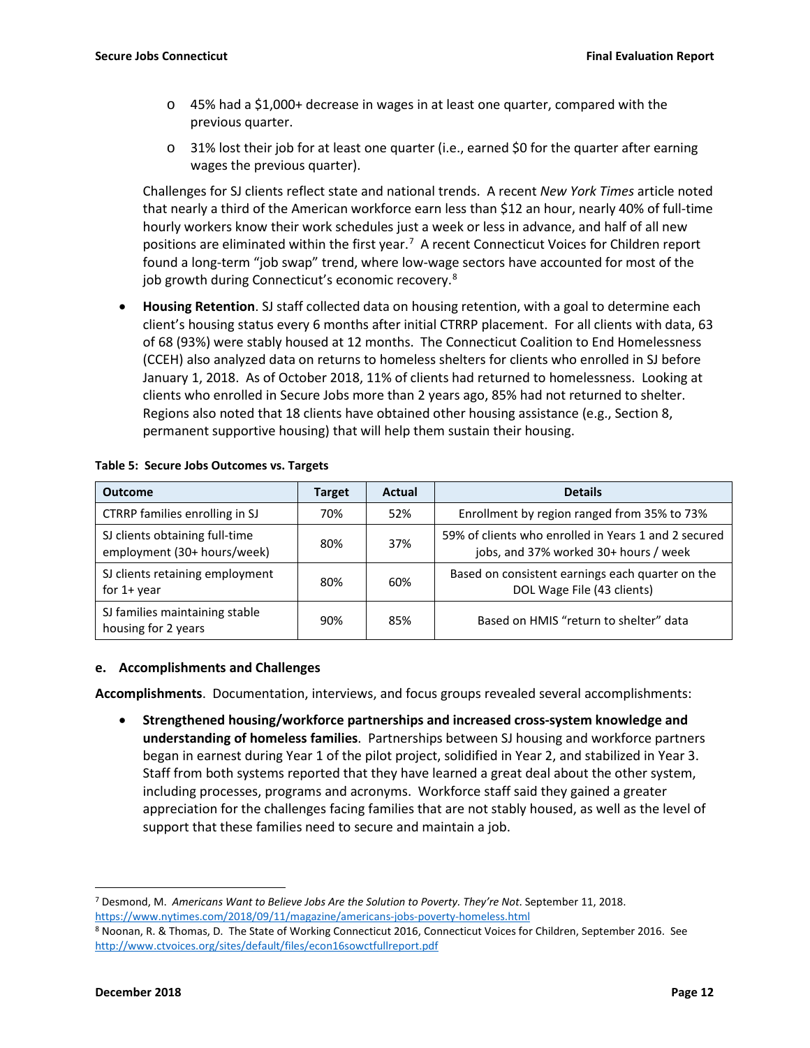- 45% had a $1,000+ decrease in wages in at least one quarter, compared with the previous quarter.
- 31% lost their job for at least one quarter (i.e., earned $0 for the quarter after earning wages the previous quarter).

Challenges for SJ clients reflect state and national trends. A recent *New York Times* article noted that nearly a third of the American workforce earn less than $12 an hour, nearly 40% of full-time hourly workers know their work schedules just a week or less in advance, and half of all new positions are eliminated within the first year.[7] A recent Connecticut Voices for Children report found a long-term "job swap" trend, where low-wage sectors have accounted for most of the job growth during Connecticut's economic recovery.[8]

- **Housing Retention**. SJ staff collected data on housing retention, with a goal to determine each client's housing status every 6 months after initial CTRRP placement. For all clients with data, 63 of 68 (93%) were stably housed at 12 months. The Connecticut Coalition to End Homelessness (CCEH) also analyzed data on returns to homeless shelters for clients who enrolled in SJ before January 1, 2018. As of October 2018, 11% of clients had returned to homelessness. Looking at clients who enrolled in Secure Jobs more than 2 years ago, 85% had not returned to shelter. Regions also noted that 18 clients have obtained other housing assistance (e.g., Section 8, permanent supportive housing) that will help them sustain their housing.

**Table 5: Secure Jobs Outcomes vs. Targets**

| Outcome | Target | Actual | Details |
|---|---|---|---|
| CTRRP families enrolling in SJ | 70% | 52% | Enrollment by region ranged from 35% to 73% |
| SJ clients obtaining full-time employment (30+ hours/week) | 80% | 37% | 59% of clients who enrolled in Years 1 and 2 secured jobs, and 37% worked 30+ hours / week |
| SJ clients retaining employment for 1+ year | 80% | 60% | Based on consistent earnings each quarter on the DOL Wage File (43 clients) |
| SJ families maintaining stable housing for 2 years | 90% | 85% | Based on HMIS "return to shelter" data |

### e. Accomplishments and Challenges

**Accomplishments**. Documentation, interviews, and focus groups revealed several accomplishments:

- **Strengthened housing/workforce partnerships and increased cross-system knowledge and understanding of homeless families**. Partnerships between SJ housing and workforce partners began in earnest during Year 1 of the pilot project, solidified in Year 2, and stabilized in Year 3. Staff from both systems reported that they have learned a great deal about the other system, including processes, programs and acronyms. Workforce staff said they gained a greater appreciation for the challenges facing families that are not stably housed, as well as the level of support that these families need to secure and maintain a job.

---

[7] Desmond, M. *Americans Want to Believe Jobs Are the Solution to Poverty. They're Not*. September 11, 2018. https://www.nytimes.com/2018/09/11/magazine/americans-jobs-poverty-homeless.html

[8] Noonan, R. & Thomas, D. The State of Working Connecticut 2016, Connecticut Voices for Children, September 2016. See http://www.ctvoices.org/sites/default/files/econ16sowctfullreport.pdf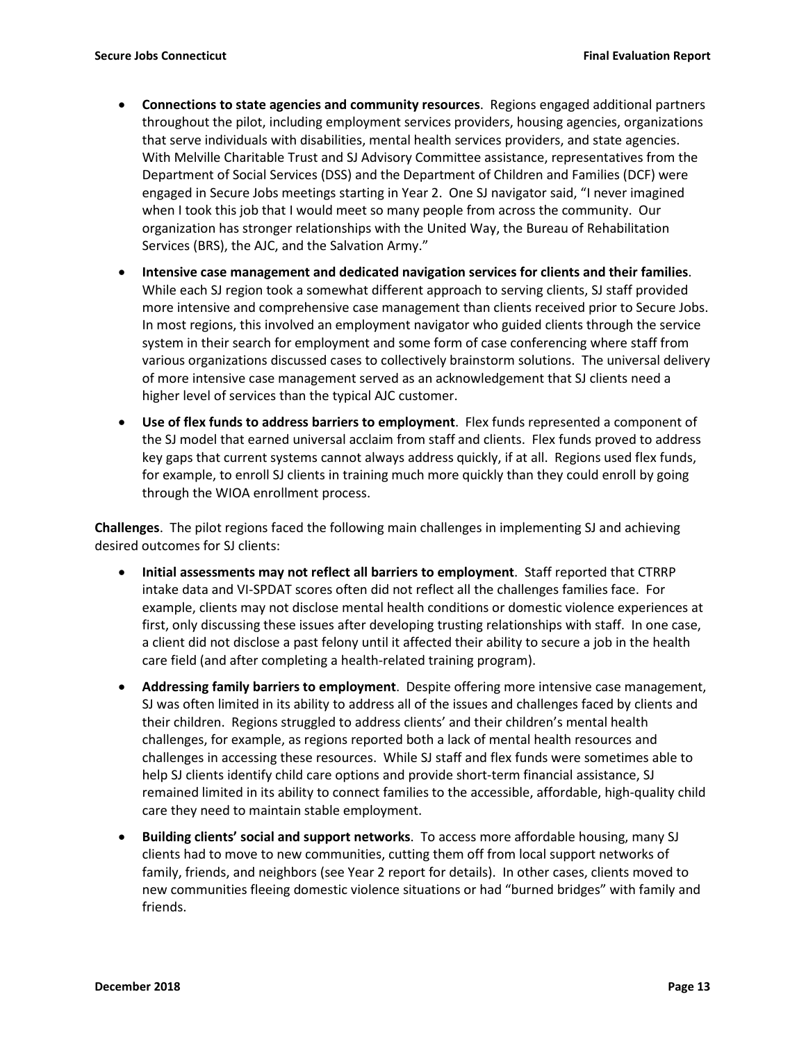- **Connections to state agencies and community resources**. Regions engaged additional partners throughout the pilot, including employment services providers, housing agencies, organizations that serve individuals with disabilities, mental health services providers, and state agencies. With Melville Charitable Trust and SJ Advisory Committee assistance, representatives from the Department of Social Services (DSS) and the Department of Children and Families (DCF) were engaged in Secure Jobs meetings starting in Year 2. One SJ navigator said, "I never imagined when I took this job that I would meet so many people from across the community. Our organization has stronger relationships with the United Way, the Bureau of Rehabilitation Services (BRS), the AJC, and the Salvation Army."
- **Intensive case management and dedicated navigation services for clients and their families**. While each SJ region took a somewhat different approach to serving clients, SJ staff provided more intensive and comprehensive case management than clients received prior to Secure Jobs. In most regions, this involved an employment navigator who guided clients through the service system in their search for employment and some form of case conferencing where staff from various organizations discussed cases to collectively brainstorm solutions. The universal delivery of more intensive case management served as an acknowledgement that SJ clients need a higher level of services than the typical AJC customer.
- **Use of flex funds to address barriers to employment**. Flex funds represented a component of the SJ model that earned universal acclaim from staff and clients. Flex funds proved to address key gaps that current systems cannot always address quickly, if at all. Regions used flex funds, for example, to enroll SJ clients in training much more quickly than they could enroll by going through the WIOA enrollment process.

**Challenges**. The pilot regions faced the following main challenges in implementing SJ and achieving desired outcomes for SJ clients:

- **Initial assessments may not reflect all barriers to employment**. Staff reported that CTRRP intake data and VI-SPDAT scores often did not reflect all the challenges families face. For example, clients may not disclose mental health conditions or domestic violence experiences at first, only discussing these issues after developing trusting relationships with staff. In one case, a client did not disclose a past felony until it affected their ability to secure a job in the health care field (and after completing a health-related training program).
- **Addressing family barriers to employment**. Despite offering more intensive case management, SJ was often limited in its ability to address all of the issues and challenges faced by clients and their children. Regions struggled to address clients' and their children's mental health challenges, for example, as regions reported both a lack of mental health resources and challenges in accessing these resources. While SJ staff and flex funds were sometimes able to help SJ clients identify child care options and provide short-term financial assistance, SJ remained limited in its ability to connect families to the accessible, affordable, high-quality child care they need to maintain stable employment.
- **Building clients' social and support networks**. To access more affordable housing, many SJ clients had to move to new communities, cutting them off from local support networks of family, friends, and neighbors (see Year 2 report for details). In other cases, clients moved to new communities fleeing domestic violence situations or had "burned bridges" with family and friends.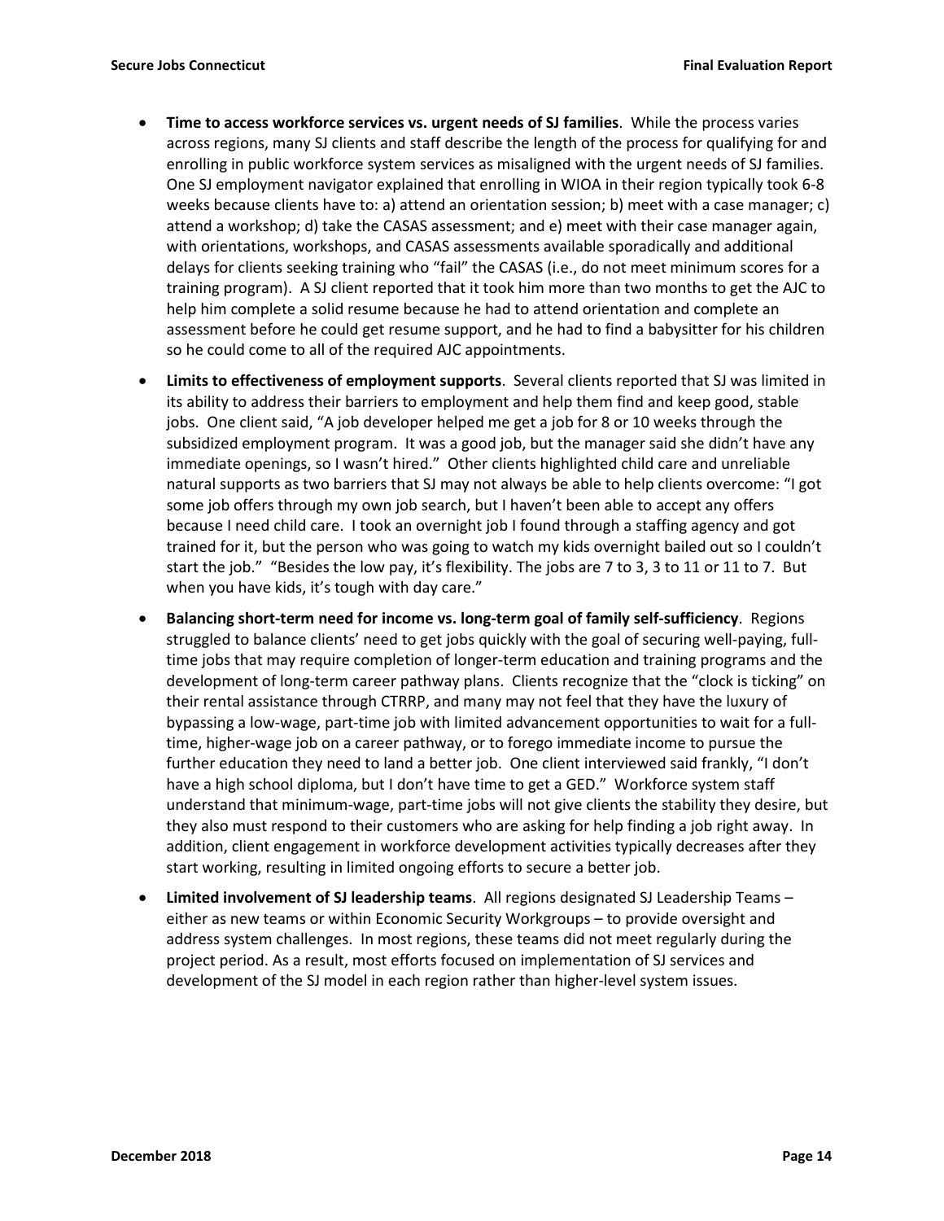- **Time to access workforce services vs. urgent needs of SJ families**. While the process varies across regions, many SJ clients and staff describe the length of the process for qualifying for and enrolling in public workforce system services as misaligned with the urgent needs of SJ families. One SJ employment navigator explained that enrolling in WIOA in their region typically took 6-8 weeks because clients have to: a) attend an orientation session; b) meet with a case manager; c) attend a workshop; d) take the CASAS assessment; and e) meet with their case manager again, with orientations, workshops, and CASAS assessments available sporadically and additional delays for clients seeking training who "fail" the CASAS (i.e., do not meet minimum scores for a training program). A SJ client reported that it took him more than two months to get the AJC to help him complete a solid resume because he had to attend orientation and complete an assessment before he could get resume support, and he had to find a babysitter for his children so he could come to all of the required AJC appointments.
- **Limits to effectiveness of employment supports**. Several clients reported that SJ was limited in its ability to address their barriers to employment and help them find and keep good, stable jobs. One client said, "A job developer helped me get a job for 8 or 10 weeks through the subsidized employment program. It was a good job, but the manager said she didn't have any immediate openings, so I wasn't hired." Other clients highlighted child care and unreliable natural supports as two barriers that SJ may not always be able to help clients overcome: "I got some job offers through my own job search, but I haven't been able to accept any offers because I need child care. I took an overnight job I found through a staffing agency and got trained for it, but the person who was going to watch my kids overnight bailed out so I couldn't start the job." "Besides the low pay, it's flexibility. The jobs are 7 to 3, 3 to 11 or 11 to 7. But when you have kids, it's tough with day care."
- **Balancing short-term need for income vs. long-term goal of family self-sufficiency**. Regions struggled to balance clients' need to get jobs quickly with the goal of securing well-paying, full-time jobs that may require completion of longer-term education and training programs and the development of long-term career pathway plans. Clients recognize that the "clock is ticking" on their rental assistance through CTRRP, and many may not feel that they have the luxury of bypassing a low-wage, part-time job with limited advancement opportunities to wait for a full-time, higher-wage job on a career pathway, or to forego immediate income to pursue the further education they need to land a better job. One client interviewed said frankly, "I don't have a high school diploma, but I don't have time to get a GED." Workforce system staff understand that minimum-wage, part-time jobs will not give clients the stability they desire, but they also must respond to their customers who are asking for help finding a job right away. In addition, client engagement in workforce development activities typically decreases after they start working, resulting in limited ongoing efforts to secure a better job.
- **Limited involvement of SJ leadership teams**. All regions designated SJ Leadership Teams – either as new teams or within Economic Security Workgroups – to provide oversight and address system challenges. In most regions, these teams did not meet regularly during the project period. As a result, most efforts focused on implementation of SJ services and development of the SJ model in each region rather than higher-level system issues.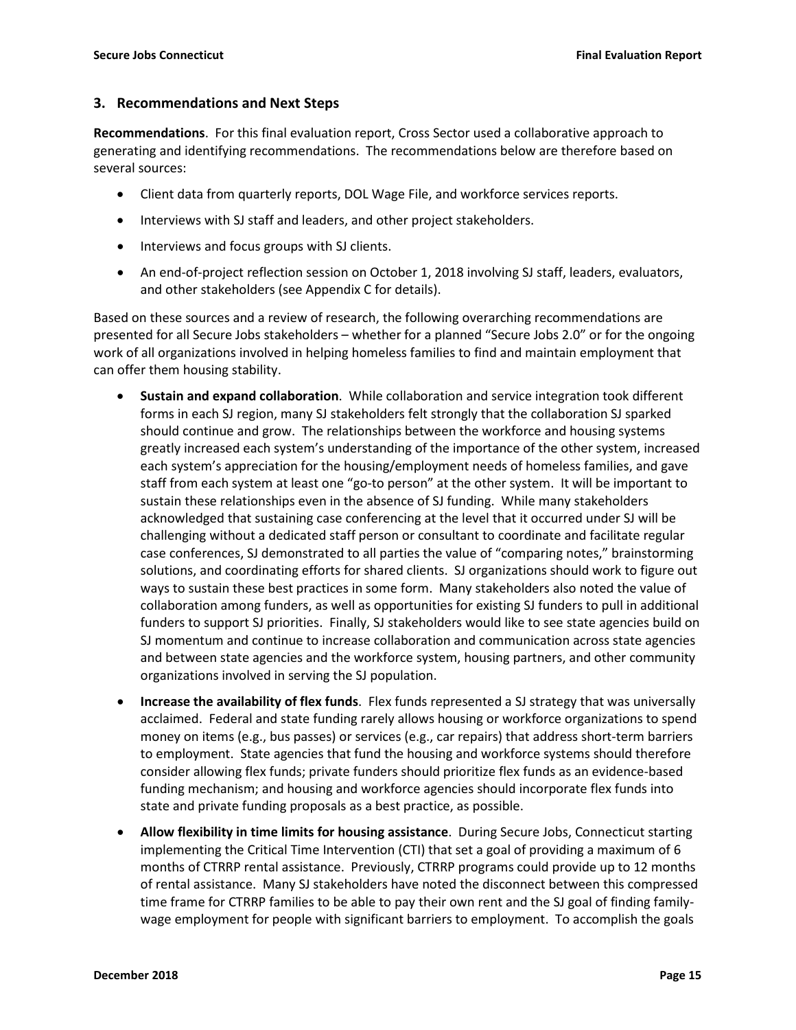## 3. Recommendations and Next Steps

**Recommendations**. For this final evaluation report, Cross Sector used a collaborative approach to generating and identifying recommendations. The recommendations below are therefore based on several sources:

- Client data from quarterly reports, DOL Wage File, and workforce services reports.
- Interviews with SJ staff and leaders, and other project stakeholders.
- Interviews and focus groups with SJ clients.
- An end-of-project reflection session on October 1, 2018 involving SJ staff, leaders, evaluators, and other stakeholders (see Appendix C for details).

Based on these sources and a review of research, the following overarching recommendations are presented for all Secure Jobs stakeholders – whether for a planned "Secure Jobs 2.0" or for the ongoing work of all organizations involved in helping homeless families to find and maintain employment that can offer them housing stability.

- **Sustain and expand collaboration**. While collaboration and service integration took different forms in each SJ region, many SJ stakeholders felt strongly that the collaboration SJ sparked should continue and grow. The relationships between the workforce and housing systems greatly increased each system's understanding of the importance of the other system, increased each system's appreciation for the housing/employment needs of homeless families, and gave staff from each system at least one "go-to person" at the other system. It will be important to sustain these relationships even in the absence of SJ funding. While many stakeholders acknowledged that sustaining case conferencing at the level that it occurred under SJ will be challenging without a dedicated staff person or consultant to coordinate and facilitate regular case conferences, SJ demonstrated to all parties the value of "comparing notes," brainstorming solutions, and coordinating efforts for shared clients. SJ organizations should work to figure out ways to sustain these best practices in some form. Many stakeholders also noted the value of collaboration among funders, as well as opportunities for existing SJ funders to pull in additional funders to support SJ priorities. Finally, SJ stakeholders would like to see state agencies build on SJ momentum and continue to increase collaboration and communication across state agencies and between state agencies and the workforce system, housing partners, and other community organizations involved in serving the SJ population.
- **Increase the availability of flex funds**. Flex funds represented a SJ strategy that was universally acclaimed. Federal and state funding rarely allows housing or workforce organizations to spend money on items (e.g., bus passes) or services (e.g., car repairs) that address short-term barriers to employment. State agencies that fund the housing and workforce systems should therefore consider allowing flex funds; private funders should prioritize flex funds as an evidence-based funding mechanism; and housing and workforce agencies should incorporate flex funds into state and private funding proposals as a best practice, as possible.
- **Allow flexibility in time limits for housing assistance**. During Secure Jobs, Connecticut starting implementing the Critical Time Intervention (CTI) that set a goal of providing a maximum of 6 months of CTRRP rental assistance. Previously, CTRRP programs could provide up to 12 months of rental assistance. Many SJ stakeholders have noted the disconnect between this compressed time frame for CTRRP families to be able to pay their own rent and the SJ goal of finding family-wage employment for people with significant barriers to employment. To accomplish the goals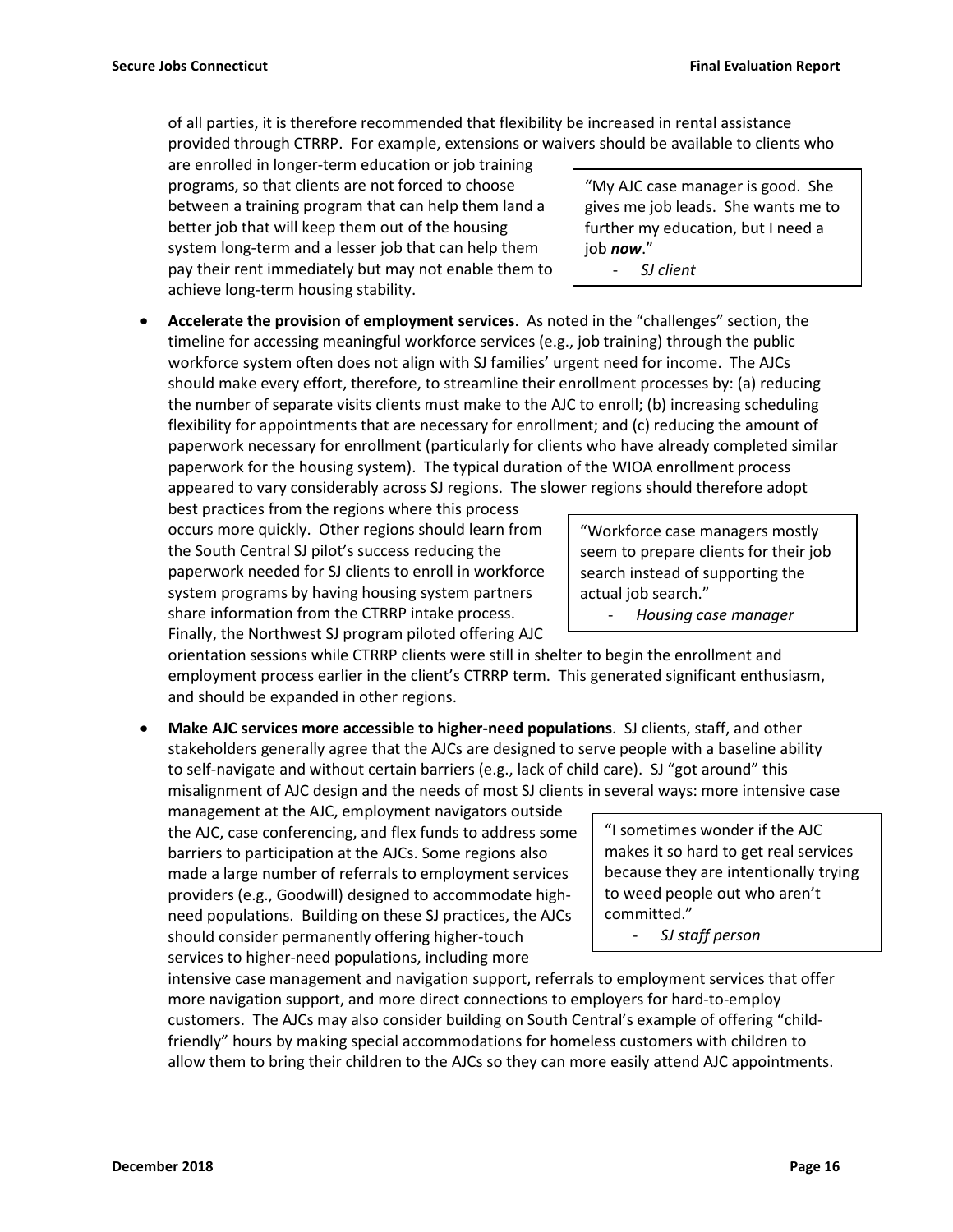of all parties, it is therefore recommended that flexibility be increased in rental assistance provided through CTRRP. For example, extensions or waivers should be available to clients who are enrolled in longer-term education or job training programs, so that clients are not forced to choose between a training program that can help them land a better job that will keep them out of the housing system long-term and a lesser job that can help them pay their rent immediately but may not enable them to achieve long-term housing stability.

> "My AJC case manager is good. She gives me job leads. She wants me to further my education, but I need a job ***now***."
>
> - *SJ client*

- **Accelerate the provision of employment services**. As noted in the "challenges" section, the timeline for accessing meaningful workforce services (e.g., job training) through the public workforce system often does not align with SJ families' urgent need for income. The AJCs should make every effort, therefore, to streamline their enrollment processes by: (a) reducing the number of separate visits clients must make to the AJC to enroll; (b) increasing scheduling flexibility for appointments that are necessary for enrollment; and (c) reducing the amount of paperwork necessary for enrollment (particularly for clients who have already completed similar paperwork for the housing system). The typical duration of the WIOA enrollment process appeared to vary considerably across SJ regions. The slower regions should therefore adopt best practices from the regions where this process occurs more quickly. Other regions should learn from the South Central SJ pilot's success reducing the paperwork needed for SJ clients to enroll in workforce system programs by having housing system partners share information from the CTRRP intake process. Finally, the Northwest SJ program piloted offering AJC orientation sessions while CTRRP clients were still in shelter to begin the enrollment and employment process earlier in the client's CTRRP term. This generated significant enthusiasm, and should be expanded in other regions.

> "Workforce case managers mostly seem to prepare clients for their job search instead of supporting the actual job search."
>
> - *Housing case manager*

- **Make AJC services more accessible to higher-need populations**. SJ clients, staff, and other stakeholders generally agree that the AJCs are designed to serve people with a baseline ability to self-navigate and without certain barriers (e.g., lack of child care). SJ "got around" this misalignment of AJC design and the needs of most SJ clients in several ways: more intensive case management at the AJC, employment navigators outside the AJC, case conferencing, and flex funds to address some barriers to participation at the AJCs. Some regions also made a large number of referrals to employment services providers (e.g., Goodwill) designed to accommodate high-need populations. Building on these SJ practices, the AJCs should consider permanently offering higher-touch services to higher-need populations, including more intensive case management and navigation support, referrals to employment services that offer more navigation support, and more direct connections to employers for hard-to-employ customers. The AJCs may also consider building on South Central's example of offering "child-friendly" hours by making special accommodations for homeless customers with children to allow them to bring their children to the AJCs so they can more easily attend AJC appointments.

> "I sometimes wonder if the AJC makes it so hard to get real services because they are intentionally trying to weed people out who aren't committed."
>
> - *SJ staff person*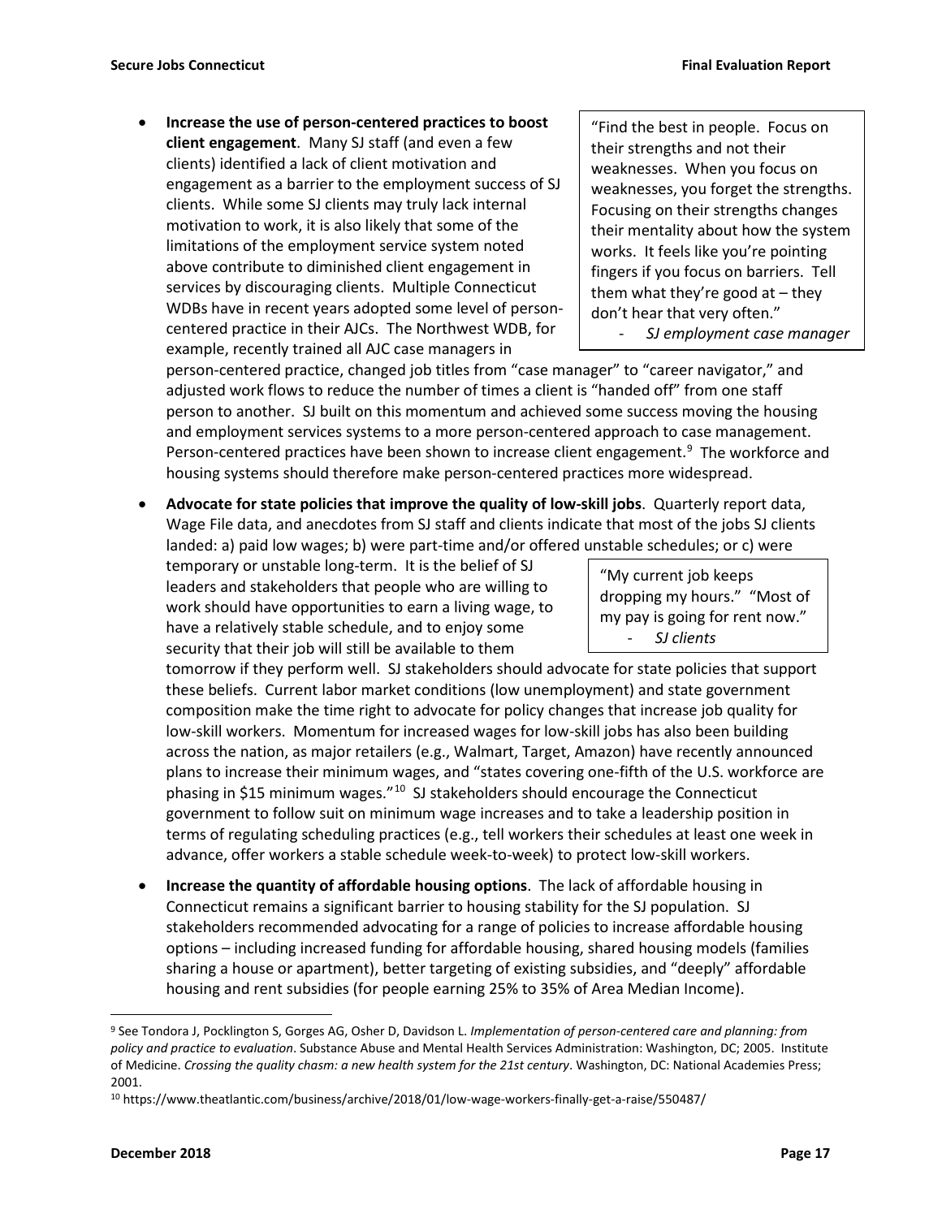- **Increase the use of person-centered practices to boost client engagement**. Many SJ staff (and even a few clients) identified a lack of client motivation and engagement as a barrier to the employment success of SJ clients. While some SJ clients may truly lack internal motivation to work, it is also likely that some of the limitations of the employment service system noted above contribute to diminished client engagement in services by discouraging clients. Multiple Connecticut WDBs have in recent years adopted some level of person-centered practice in their AJCs. The Northwest WDB, for example, recently trained all AJC case managers in person-centered practice, changed job titles from "case manager" to "career navigator," and adjusted work flows to reduce the number of times a client is "handed off" from one staff person to another. SJ built on this momentum and achieved some success moving the housing and employment services systems to a more person-centered approach to case management. Person-centered practices have been shown to increase client engagement.[9] The workforce and housing systems should therefore make person-centered practices more widespread.

> "Find the best in people. Focus on their strengths and not their weaknesses. When you focus on weaknesses, you forget the strengths. Focusing on their strengths changes their mentality about how the system works. It feels like you're pointing fingers if you focus on barriers. Tell them what they're good at – they don't hear that very often."
>
> - *SJ employment case manager*

- **Advocate for state policies that improve the quality of low-skill jobs**. Quarterly report data, Wage File data, and anecdotes from SJ staff and clients indicate that most of the jobs SJ clients landed: a) paid low wages; b) were part-time and/or offered unstable schedules; or c) were temporary or unstable long-term. It is the belief of SJ leaders and stakeholders that people who are willing to work should have opportunities to earn a living wage, to have a relatively stable schedule, and to enjoy some security that their job will still be available to them tomorrow if they perform well. SJ stakeholders should advocate for state policies that support these beliefs. Current labor market conditions (low unemployment) and state government composition make the time right to advocate for policy changes that increase job quality for low-skill workers. Momentum for increased wages for low-skill jobs has also been building across the nation, as major retailers (e.g., Walmart, Target, Amazon) have recently announced plans to increase their minimum wages, and "states covering one-fifth of the U.S. workforce are phasing in $15 minimum wages."[10] SJ stakeholders should encourage the Connecticut government to follow suit on minimum wage increases and to take a leadership position in terms of regulating scheduling practices (e.g., tell workers their schedules at least one week in advance, offer workers a stable schedule week-to-week) to protect low-skill workers.

> "My current job keeps dropping my hours." "Most of my pay is going for rent now."
>
> - *SJ clients*

- **Increase the quantity of affordable housing options**. The lack of affordable housing in Connecticut remains a significant barrier to housing stability for the SJ population. SJ stakeholders recommended advocating for a range of policies to increase affordable housing options – including increased funding for affordable housing, shared housing models (families sharing a house or apartment), better targeting of existing subsidies, and "deeply" affordable housing and rent subsidies (for people earning 25% to 35% of Area Median Income).

---

[9] See Tondora J, Pocklington S, Gorges AG, Osher D, Davidson L. *Implementation of person-centered care and planning: from policy and practice to evaluation*. Substance Abuse and Mental Health Services Administration: Washington, DC; 2005. Institute of Medicine. *Crossing the quality chasm: a new health system for the 21st century*. Washington, DC: National Academies Press; 2001.

[10] https://www.theatlantic.com/business/archive/2018/01/low-wage-workers-finally-get-a-raise/550487/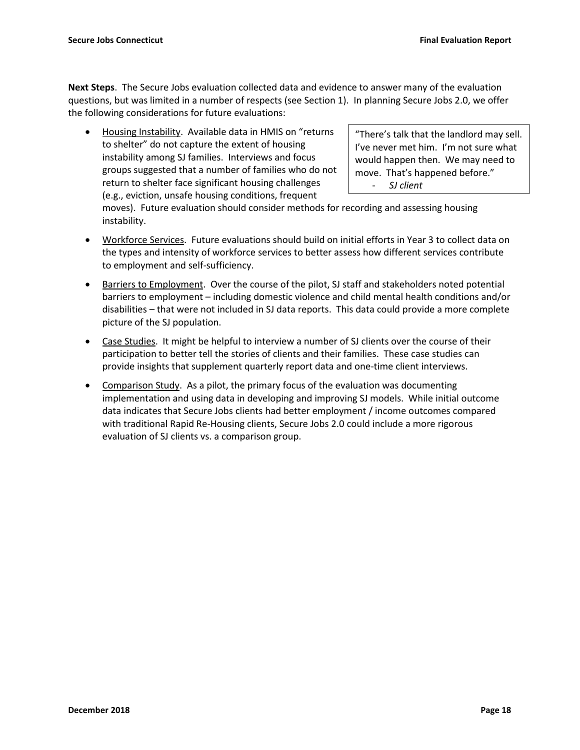**Next Steps**. The Secure Jobs evaluation collected data and evidence to answer many of the evaluation questions, but was limited in a number of respects (see Section 1). In planning Secure Jobs 2.0, we offer the following considerations for future evaluations:

- Housing Instability. Available data in HMIS on "returns to shelter" do not capture the extent of housing instability among SJ families. Interviews and focus groups suggested that a number of families who do not return to shelter face significant housing challenges (e.g., eviction, unsafe housing conditions, frequent moves). Future evaluation should consider methods for recording and assessing housing instability.

> "There's talk that the landlord may sell. I've never met him. I'm not sure what would happen then. We may need to move. That's happened before."
> - *SJ client*

- Workforce Services. Future evaluations should build on initial efforts in Year 3 to collect data on the types and intensity of workforce services to better assess how different services contribute to employment and self-sufficiency.

- Barriers to Employment. Over the course of the pilot, SJ staff and stakeholders noted potential barriers to employment – including domestic violence and child mental health conditions and/or disabilities – that were not included in SJ data reports. This data could provide a more complete picture of the SJ population.

- Case Studies. It might be helpful to interview a number of SJ clients over the course of their participation to better tell the stories of clients and their families. These case studies can provide insights that supplement quarterly report data and one-time client interviews.

- Comparison Study. As a pilot, the primary focus of the evaluation was documenting implementation and using data in developing and improving SJ models. While initial outcome data indicates that Secure Jobs clients had better employment / income outcomes compared with traditional Rapid Re-Housing clients, Secure Jobs 2.0 could include a more rigorous evaluation of SJ clients vs. a comparison group.